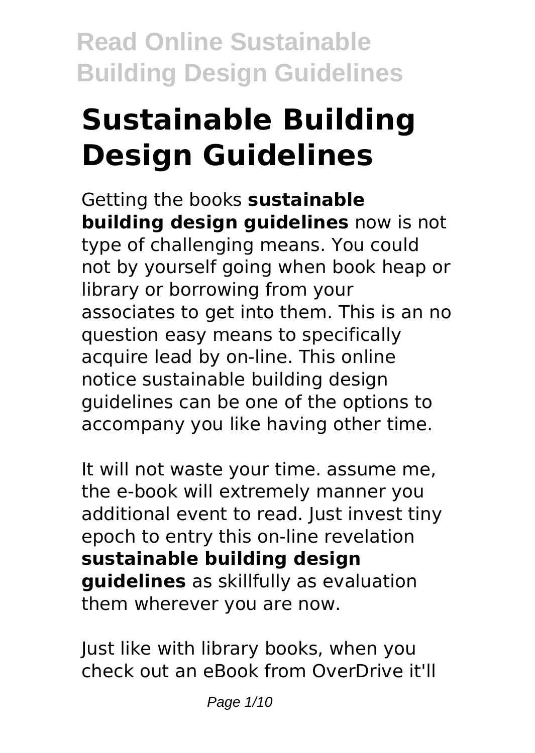# Sustainable Building Design Guidelines

Getting the books **sustainable building design guidelines** now is not type of challenging means. You could not by yourself going when book heap or library or borrowing from your associates to get into them. This is an no question easy means to specifically acquire lead by on-line. This online notice sustainable building design guidelines can be one of the options to accompany you like having other time.

It will not waste your time. assume me, the e-book will extremely manner you additional event to read. Just invest tiny epoch to entry this on-line revelation **sustainable building design guidelines** as skillfully as evaluation them wherever you are now.

Just like with library books, when you check out an eBook from OverDrive it'll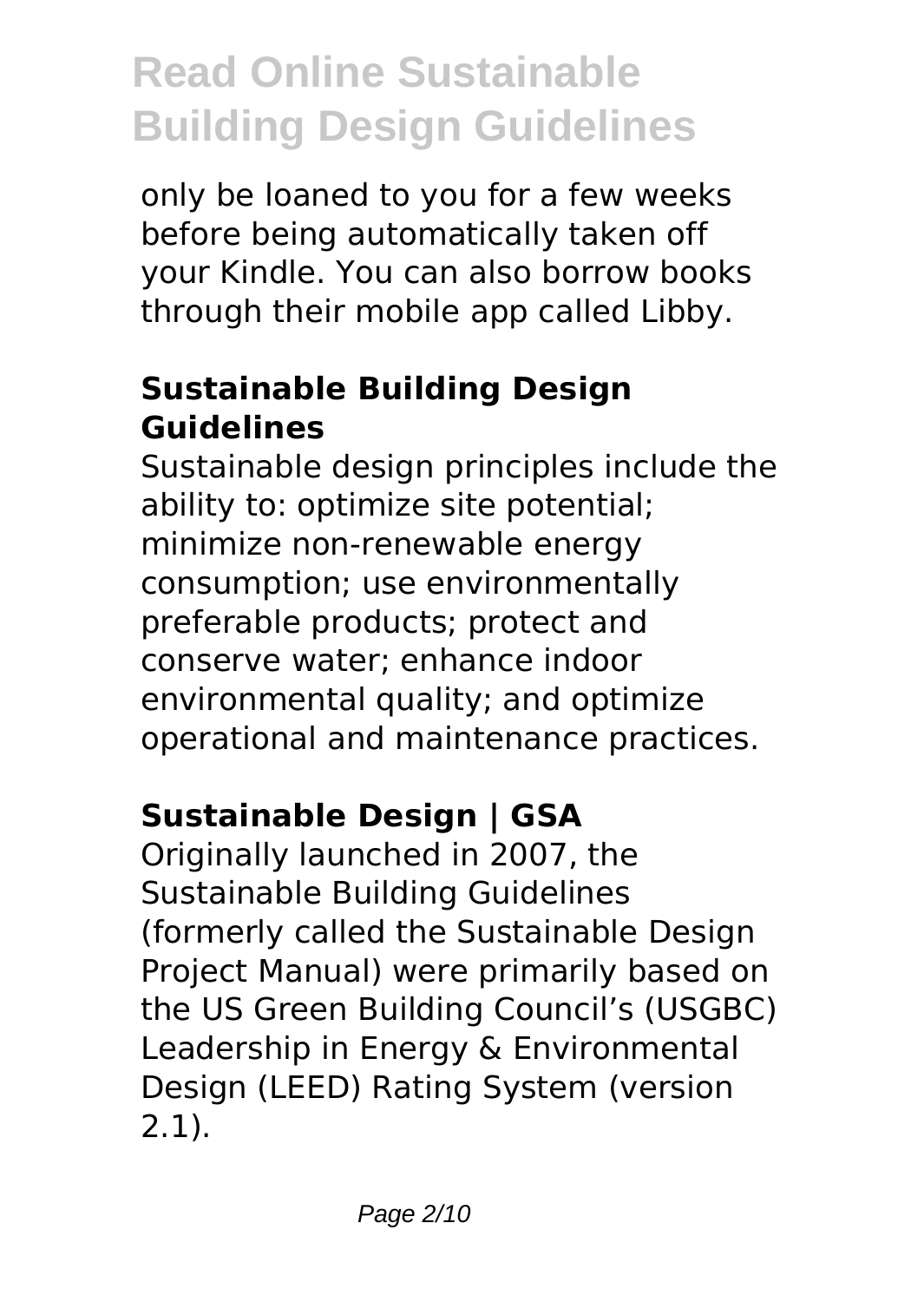only be loaned to you for a few weeks before being automatically taken off your Kindle. You can also borrow books through their mobile app called Libby.

## Sustainable Building Design Guidelines

Sustainable design principles include the ability to: optimize site potential; minimize non-renewable energy consumption; use environmentally preferable products; protect and conserve water; enhance indoor environmental quality; and optimize operational and maintenance practices.

## Sustainable Design | GSA

Originally launched in 2007, the Sustainable Building Guidelines (formerly called the Sustainable Design Project Manual) were primarily based on the US Green Building Council's (USGBC) Leadership in Energy & Environmental Design (LEED) Rating System (version 2.1).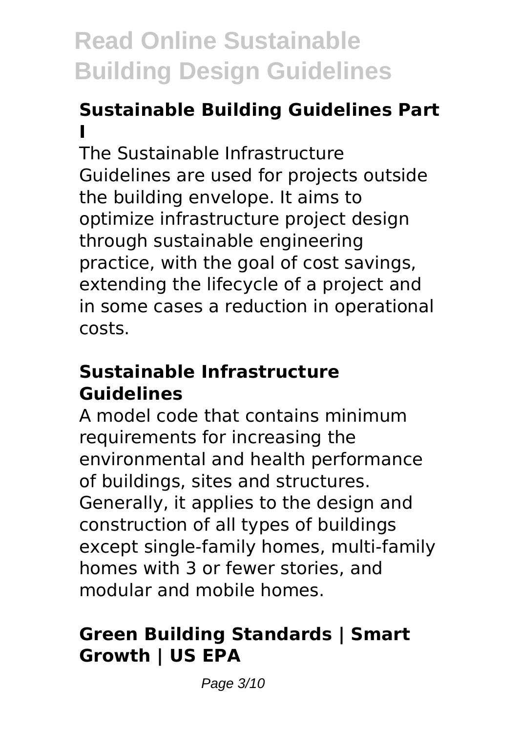### Sustainable Building Guidelines Part I

The Sustainable Infrastructure Guidelines are used for projects outside the building envelope. It aims to optimize infrastructure project design through sustainable engineering practice, with the goal of cost savings, extending the lifecycle of a project and in some cases a reduction in operational costs.

### Sustainable Infrastructure Guidelines

A model code that contains minimum requirements for increasing the environmental and health performance of buildings, sites and structures. Generally, it applies to the design and construction of all types of buildings except single-family homes, multi-family homes with 3 or fewer stories, and modular and mobile homes.

### Green Building Standards | Smart Growth | US EPA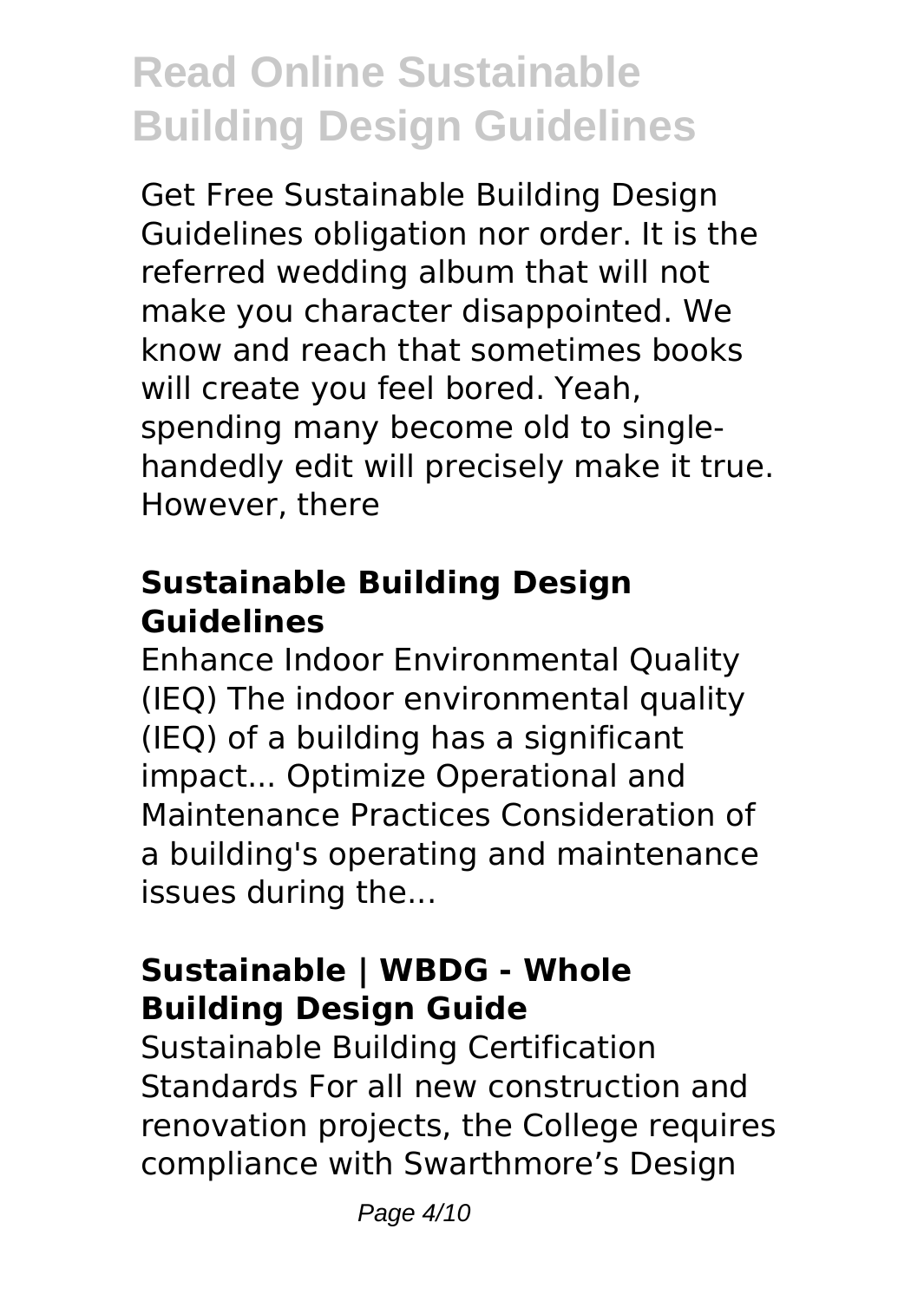# Read Online Sustainable Building Design Guidelines

Get Free Sustainable Building Design Guidelines obligation nor order. It is the referred wedding album that will not make you character disappointed. We know and reach that sometimes books will create you feel bored. Yeah, spending many become old to single-handedly edit will precisely make it true. However, there

## Sustainable Building Design Guidelines

Enhance Indoor Environmental Quality (IEQ) The indoor environmental quality (IEQ) of a building has a significant impact... Optimize Operational and Maintenance Practices Consideration of a building's operating and maintenance issues during the...

## Sustainable | WBDG - Whole Building Design Guide

Sustainable Building Certification Standards For all new construction and renovation projects, the College requires compliance with Swarthmore's Design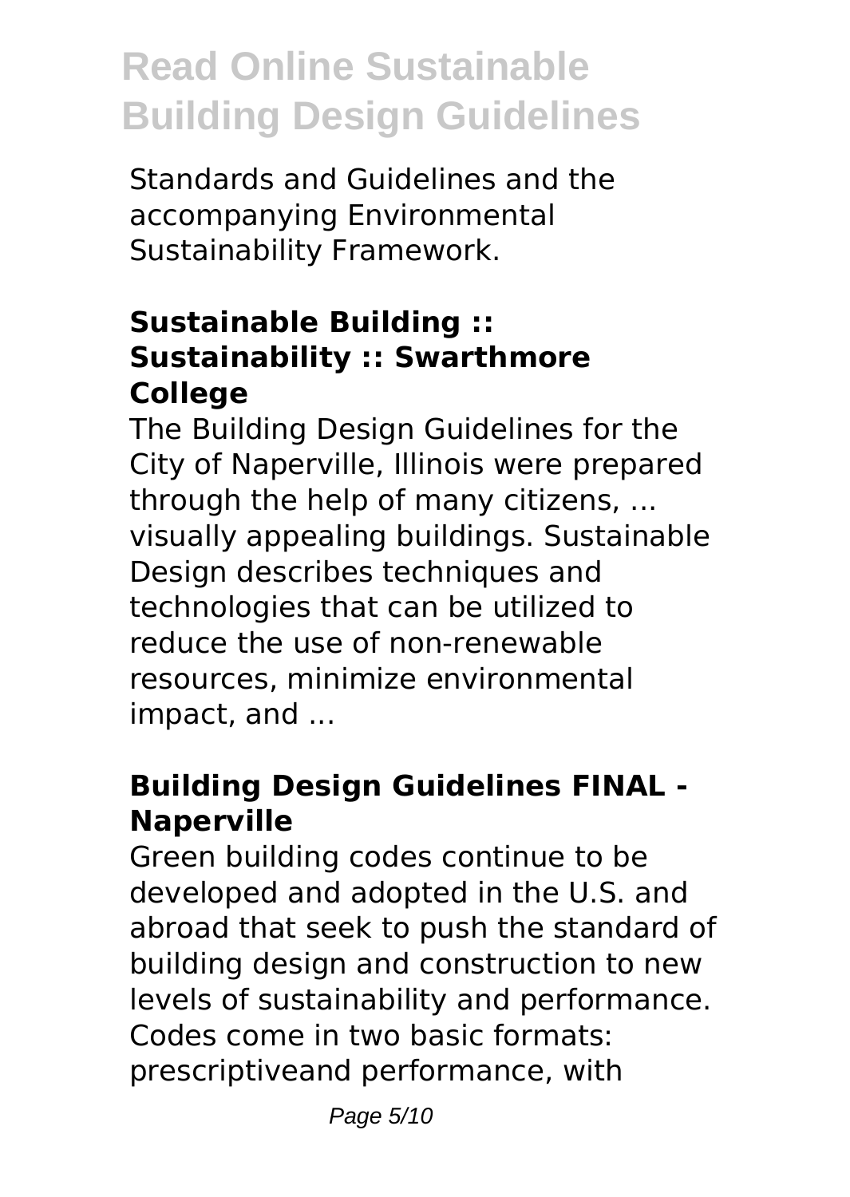Standards and Guidelines and the accompanying Environmental Sustainability Framework.

### Sustainable Building :: Sustainability :: Swarthmore College

The Building Design Guidelines for the City of Naperville, Illinois were prepared through the help of many citizens, ... visually appealing buildings. Sustainable Design describes techniques and technologies that can be utilized to reduce the use of non-renewable resources, minimize environmental impact, and ...

### Building Design Guidelines FINAL - Naperville

Green building codes continue to be developed and adopted in the U.S. and abroad that seek to push the standard of building design and construction to new levels of sustainability and performance. Codes come in two basic formats: prescriptiveand performance, with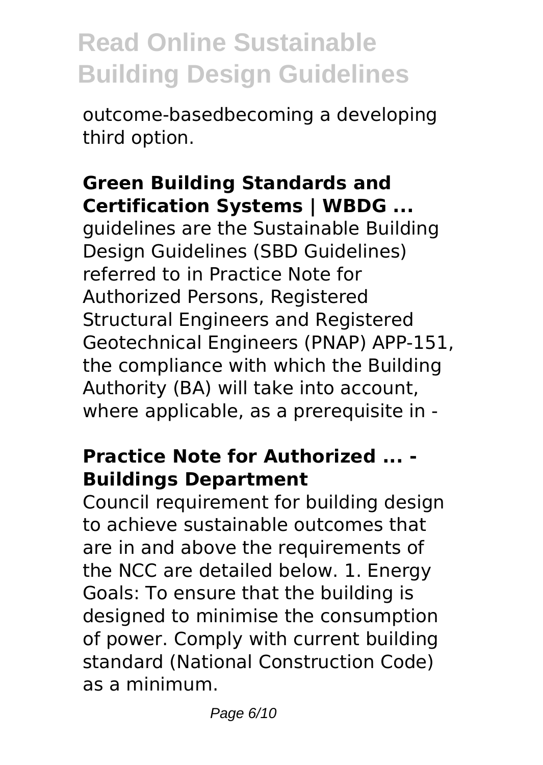outcome-basedbecoming a developing third option.

### Green Building Standards and Certification Systems | WBDG ...

guidelines are the Sustainable Building Design Guidelines (SBD Guidelines) referred to in Practice Note for Authorized Persons, Registered Structural Engineers and Registered Geotechnical Engineers (PNAP) APP-151, the compliance with which the Building Authority (BA) will take into account, where applicable, as a prerequisite in -

### Practice Note for Authorized ... - Buildings Department

Council requirement for building design to achieve sustainable outcomes that are in and above the requirements of the NCC are detailed below. 1. Energy Goals: To ensure that the building is designed to minimise the consumption of power. Comply with current building standard (National Construction Code) as a minimum.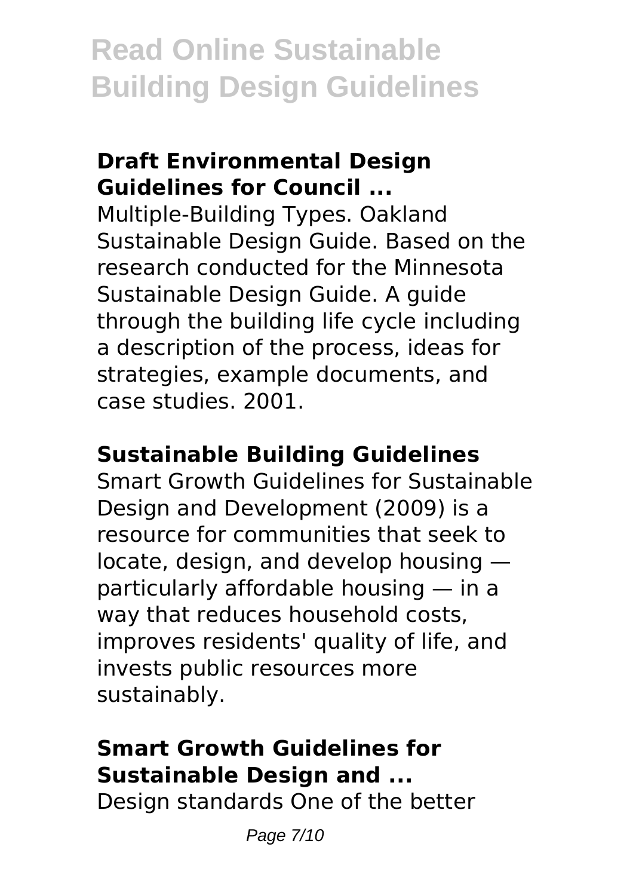## Draft Environmental Design Guidelines for Council ...

Multiple-Building Types. Oakland Sustainable Design Guide. Based on the research conducted for the Minnesota Sustainable Design Guide. A guide through the building life cycle including a description of the process, ideas for strategies, example documents, and case studies. 2001.

## Sustainable Building Guidelines

Smart Growth Guidelines for Sustainable Design and Development (2009) is a resource for communities that seek to locate, design, and develop housing — particularly affordable housing — in a way that reduces household costs, improves residents' quality of life, and invests public resources more sustainably.

## Smart Growth Guidelines for Sustainable Design and ...

Design standards One of the better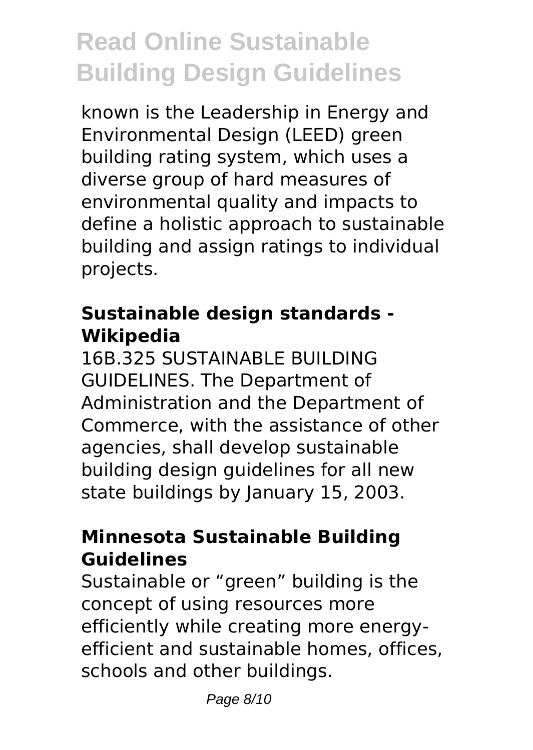known is the Leadership in Energy and Environmental Design (LEED) green building rating system, which uses a diverse group of hard measures of environmental quality and impacts to define a holistic approach to sustainable building and assign ratings to individual projects.

### Sustainable design standards - Wikipedia

16B.325 SUSTAINABLE BUILDING GUIDELINES. The Department of Administration and the Department of Commerce, with the assistance of other agencies, shall develop sustainable building design guidelines for all new state buildings by January 15, 2003.

### Minnesota Sustainable Building Guidelines

Sustainable or "green" building is the concept of using resources more efficiently while creating more energy-efficient and sustainable homes, offices, schools and other buildings.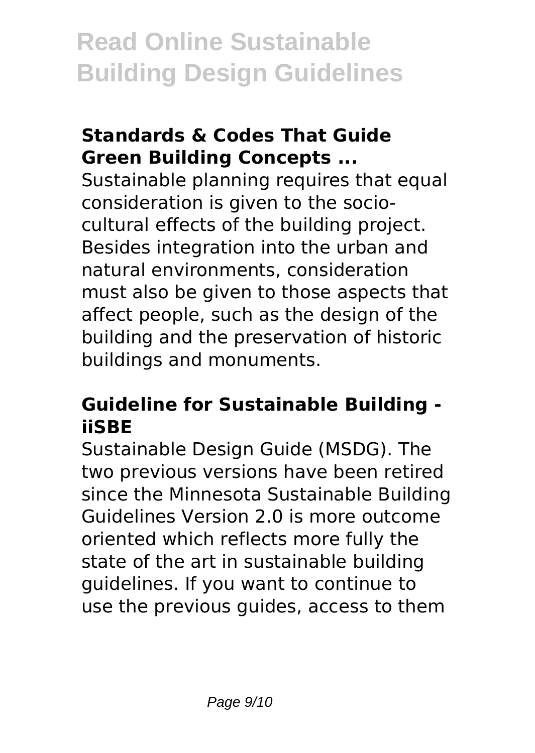### Standards & Codes That Guide Green Building Concepts ...

Sustainable planning requires that equal consideration is given to the socio-cultural effects of the building project. Besides integration into the urban and natural environments, consideration must also be given to those aspects that affect people, such as the design of the building and the preservation of historic buildings and monuments.

### Guideline for Sustainable Building - iiSBE

Sustainable Design Guide (MSDG). The two previous versions have been retired since the Minnesota Sustainable Building Guidelines Version 2.0 is more outcome oriented which reflects more fully the state of the art in sustainable building guidelines. If you want to continue to use the previous guides, access to them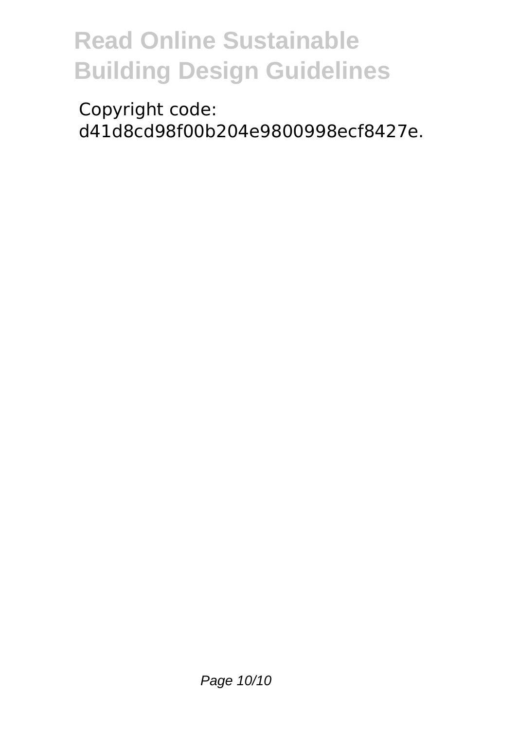Copyright code: d41d8cd98f00b204e9800998ecf8427e.